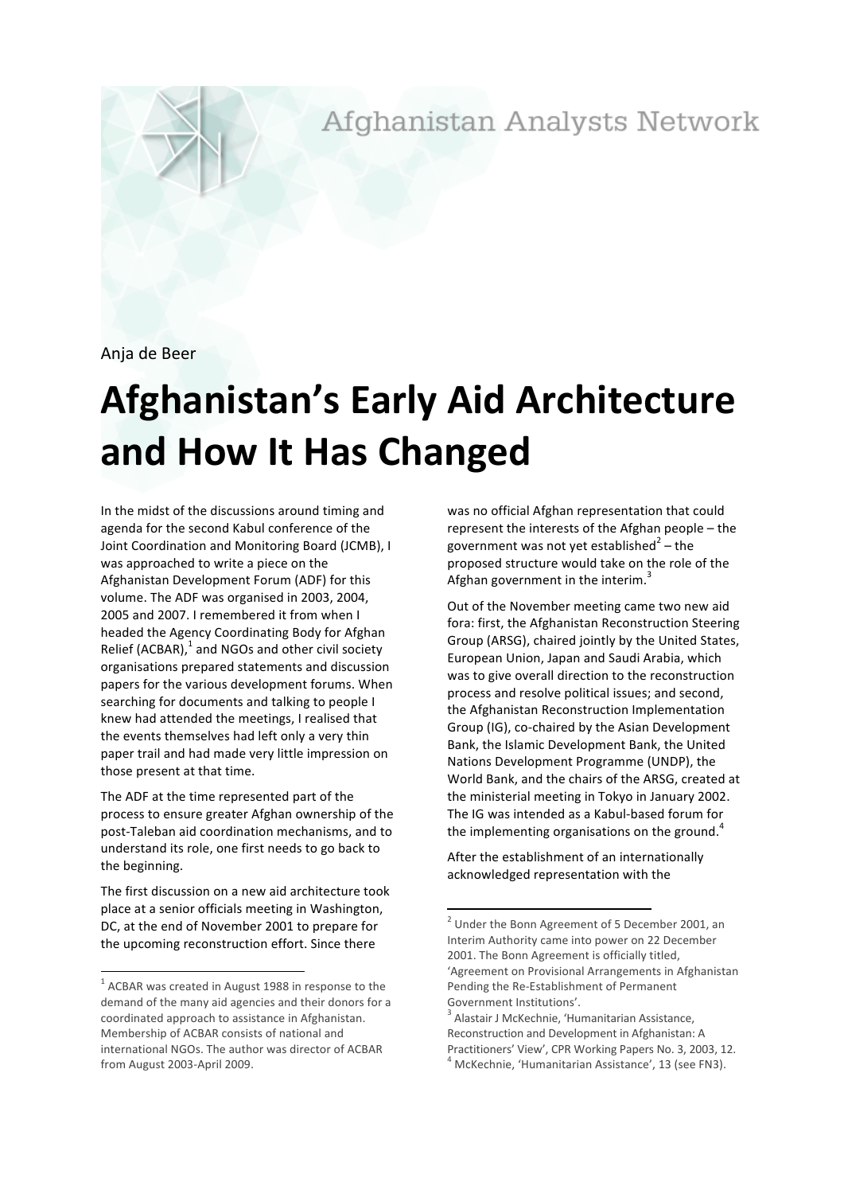Afghanistan Analysts Network

Anja de Beer

# Afghanistan's Early Aid Architecture and How It Has Changed

In the midst of the discussions around timing and agenda for the second Kabul conference of the Joint Coordination and Monitoring Board (JCMB), I was approached to write a piece on the Afghanistan Development Forum (ADF) for this volume. The ADF was organised in 2003, 2004, 2005 and 2007. I remembered it from when I headed the Agency Coordinating Body for Afghan Relief (ACBAR),[1] and NGOs and other civil society organisations prepared statements and discussion papers for the various development forums. When searching for documents and talking to people I knew had attended the meetings, I realised that the events themselves had left only a very thin paper trail and had made very little impression on those present at that time.

The ADF at the time represented part of the process to ensure greater Afghan ownership of the post-Taleban aid coordination mechanisms, and to understand its role, one first needs to go back to the beginning.

The first discussion on a new aid architecture took place at a senior officials meeting in Washington, DC, at the end of November 2001 to prepare for the upcoming reconstruction effort. Since there was no official Afghan representation that could represent the interests of the Afghan people – the government was not yet established[2] – the proposed structure would take on the role of the Afghan government in the interim.[3]

Out of the November meeting came two new aid fora: first, the Afghanistan Reconstruction Steering Group (ARSG), chaired jointly by the United States, European Union, Japan and Saudi Arabia, which was to give overall direction to the reconstruction process and resolve political issues; and second, the Afghanistan Reconstruction Implementation Group (IG), co-chaired by the Asian Development Bank, the Islamic Development Bank, the United Nations Development Programme (UNDP), the World Bank, and the chairs of the ARSG, created at the ministerial meeting in Tokyo in January 2002. The IG was intended as a Kabul-based forum for the implementing organisations on the ground.[4]

After the establishment of an internationally acknowledged representation with the

---

[1] ACBAR was created in August 1988 in response to the demand of the many aid agencies and their donors for a coordinated approach to assistance in Afghanistan. Membership of ACBAR consists of national and international NGOs. The author was director of ACBAR from August 2003-April 2009.

[2] Under the Bonn Agreement of 5 December 2001, an Interim Authority came into power on 22 December 2001. The Bonn Agreement is officially titled, 'Agreement on Provisional Arrangements in Afghanistan Pending the Re-Establishment of Permanent Government Institutions'.

[3] Alastair J McKechnie, 'Humanitarian Assistance, Reconstruction and Development in Afghanistan: A Practitioners' View', CPR Working Papers No. 3, 2003, 12.

[4] McKechnie, 'Humanitarian Assistance', 13 (see FN3).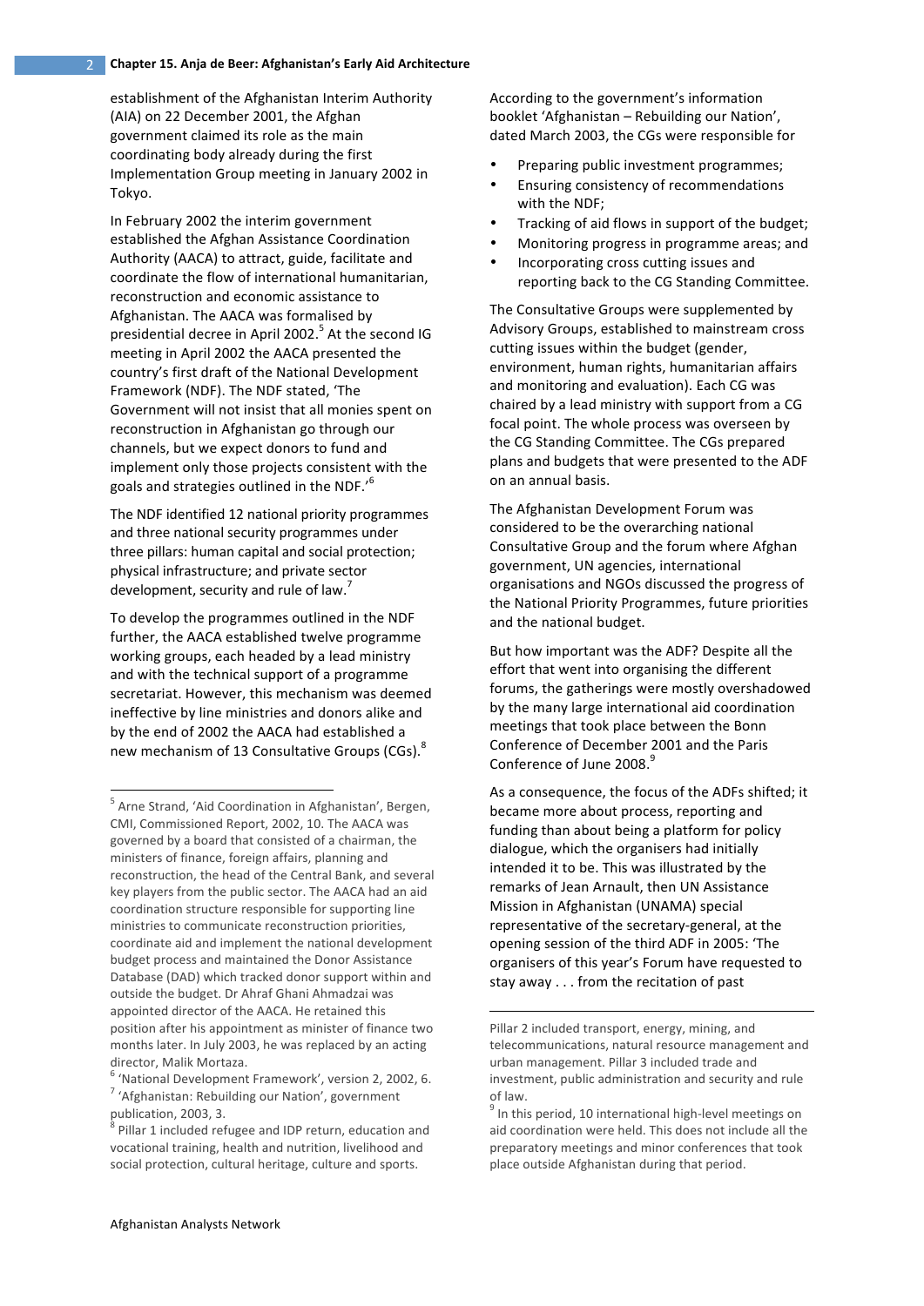establishment of the Afghanistan Interim Authority (AIA) on 22 December 2001, the Afghan government claimed its role as the main coordinating body already during the first Implementation Group meeting in January 2002 in Tokyo.

In February 2002 the interim government established the Afghan Assistance Coordination Authority (AACA) to attract, guide, facilitate and coordinate the flow of international humanitarian, reconstruction and economic assistance to Afghanistan. The AACA was formalised by presidential decree in April 2002.[5] At the second IG meeting in April 2002 the AACA presented the country's first draft of the National Development Framework (NDF). The NDF stated, 'The Government will not insist that all monies spent on reconstruction in Afghanistan go through our channels, but we expect donors to fund and implement only those projects consistent with the goals and strategies outlined in the NDF.'[6]

The NDF identified 12 national priority programmes and three national security programmes under three pillars: human capital and social protection; physical infrastructure; and private sector development, security and rule of law.[7]

To develop the programmes outlined in the NDF further, the AACA established twelve programme working groups, each headed by a lead ministry and with the technical support of a programme secretariat. However, this mechanism was deemed ineffective by line ministries and donors alike and by the end of 2002 the AACA had established a new mechanism of 13 Consultative Groups (CGs).[8]

According to the government's information booklet 'Afghanistan – Rebuilding our Nation', dated March 2003, the CGs were responsible for

- Preparing public investment programmes;
- Ensuring consistency of recommendations with the NDF;
- Tracking of aid flows in support of the budget;
- Monitoring progress in programme areas; and
- Incorporating cross cutting issues and reporting back to the CG Standing Committee.

The Consultative Groups were supplemented by Advisory Groups, established to mainstream cross cutting issues within the budget (gender, environment, human rights, humanitarian affairs and monitoring and evaluation). Each CG was chaired by a lead ministry with support from a CG focal point. The whole process was overseen by the CG Standing Committee. The CGs prepared plans and budgets that were presented to the ADF on an annual basis.

The Afghanistan Development Forum was considered to be the overarching national Consultative Group and the forum where Afghan government, UN agencies, international organisations and NGOs discussed the progress of the National Priority Programmes, future priorities and the national budget.

But how important was the ADF? Despite all the effort that went into organising the different forums, the gatherings were mostly overshadowed by the many large international aid coordination meetings that took place between the Bonn Conference of December 2001 and the Paris Conference of June 2008.[9]

As a consequence, the focus of the ADFs shifted; it became more about process, reporting and funding than about being a platform for policy dialogue, which the organisers had initially intended it to be. This was illustrated by the remarks of Jean Arnault, then UN Assistance Mission in Afghanistan (UNAMA) special representative of the secretary-general, at the opening session of the third ADF in 2005: 'The organisers of this year's Forum have requested to stay away . . . from the recitation of past

---

[5] Arne Strand, 'Aid Coordination in Afghanistan', Bergen, CMI, Commissioned Report, 2002, 10. The AACA was governed by a board that consisted of a chairman, the ministers of finance, foreign affairs, planning and reconstruction, the head of the Central Bank, and several key players from the public sector. The AACA had an aid coordination structure responsible for supporting line ministries to communicate reconstruction priorities, coordinate aid and implement the national development budget process and maintained the Donor Assistance Database (DAD) which tracked donor support within and outside the budget. Dr Ahraf Ghani Ahmadzai was appointed director of the AACA. He retained this position after his appointment as minister of finance two months later. In July 2003, he was replaced by an acting director, Malik Mortaza.

[6] 'National Development Framework', version 2, 2002, 6.

[7] 'Afghanistan: Rebuilding our Nation', government publication, 2003, 3.

[8] Pillar 1 included refugee and IDP return, education and vocational training, health and nutrition, livelihood and social protection, cultural heritage, culture and sports. Pillar 2 included transport, energy, mining, and telecommunications, natural resource management and urban management. Pillar 3 included trade and investment, public administration and security and rule of law.

[9] In this period, 10 international high-level meetings on aid coordination were held. This does not include all the preparatory meetings and minor conferences that took place outside Afghanistan during that period.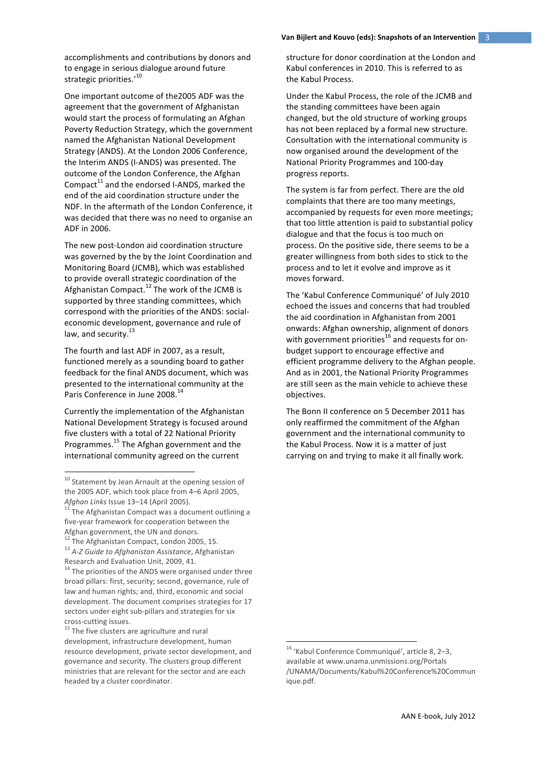accomplishments and contributions by donors and to engage in serious dialogue around future strategic priorities.'[10]

One important outcome of the2005 ADF was the agreement that the government of Afghanistan would start the process of formulating an Afghan Poverty Reduction Strategy, which the government named the Afghanistan National Development Strategy (ANDS). At the London 2006 Conference, the Interim ANDS (I-ANDS) was presented. The outcome of the London Conference, the Afghan Compact[11] and the endorsed I-ANDS, marked the end of the aid coordination structure under the NDF. In the aftermath of the London Conference, it was decided that there was no need to organise an ADF in 2006.

The new post-London aid coordination structure was governed by the by the Joint Coordination and Monitoring Board (JCMB), which was established to provide overall strategic coordination of the Afghanistan Compact.[12] The work of the JCMB is supported by three standing committees, which correspond with the priorities of the ANDS: social-economic development, governance and rule of law, and security.[13]

The fourth and last ADF in 2007, as a result, functioned merely as a sounding board to gather feedback for the final ANDS document, which was presented to the international community at the Paris Conference in June 2008.[14]

Currently the implementation of the Afghanistan National Development Strategy is focused around five clusters with a total of 22 National Priority Programmes.[15] The Afghan government and the international community agreed on the current structure for donor coordination at the London and Kabul conferences in 2010. This is referred to as the Kabul Process.

Under the Kabul Process, the role of the JCMB and the standing committees have been again changed, but the old structure of working groups has not been replaced by a formal new structure. Consultation with the international community is now organised around the development of the National Priority Programmes and 100-day progress reports.

The system is far from perfect. There are the old complaints that there are too many meetings, accompanied by requests for even more meetings; that too little attention is paid to substantial policy dialogue and that the focus is too much on process. On the positive side, there seems to be a greater willingness from both sides to stick to the process and to let it evolve and improve as it moves forward.

The 'Kabul Conference Communiqué' of July 2010 echoed the issues and concerns that had troubled the aid coordination in Afghanistan from 2001 onwards: Afghan ownership, alignment of donors with government priorities[16] and requests for on-budget support to encourage effective and efficient programme delivery to the Afghan people. And as in 2001, the National Priority Programmes are still seen as the main vehicle to achieve these objectives.

The Bonn II conference on 5 December 2011 has only reaffirmed the commitment of the Afghan government and the international community to the Kabul Process. Now it is a matter of just carrying on and trying to make it all finally work.

---

[10] Statement by Jean Arnault at the opening session of the 2005 ADF, which took place from 4–6 April 2005, *Afghan Links* Issue 13–14 (April 2005).

[11] The Afghanistan Compact was a document outlining a five-year framework for cooperation between the Afghan government, the UN and donors.

[12] The Afghanistan Compact, London 2005, 15.

[13] *A-Z Guide to Afghanistan Assistance*, Afghanistan Research and Evaluation Unit, 2009, 41.

[14] The priorities of the ANDS were organised under three broad pillars: first, security; second, governance, rule of law and human rights; and, third, economic and social development. The document comprises strategies for 17 sectors under eight sub-pillars and strategies for six cross-cutting issues.

[15] The five clusters are agriculture and rural development, infrastructure development, human resource development, private sector development, and governance and security. The clusters group different ministries that are relevant for the sector and are each headed by a cluster coordinator.

[16] 'Kabul Conference Communiqué', article 8, 2–3, available at www.unama.unmissions.org/Portals/UNAMA/Documents/Kabul%20Conference%20Communique.pdf.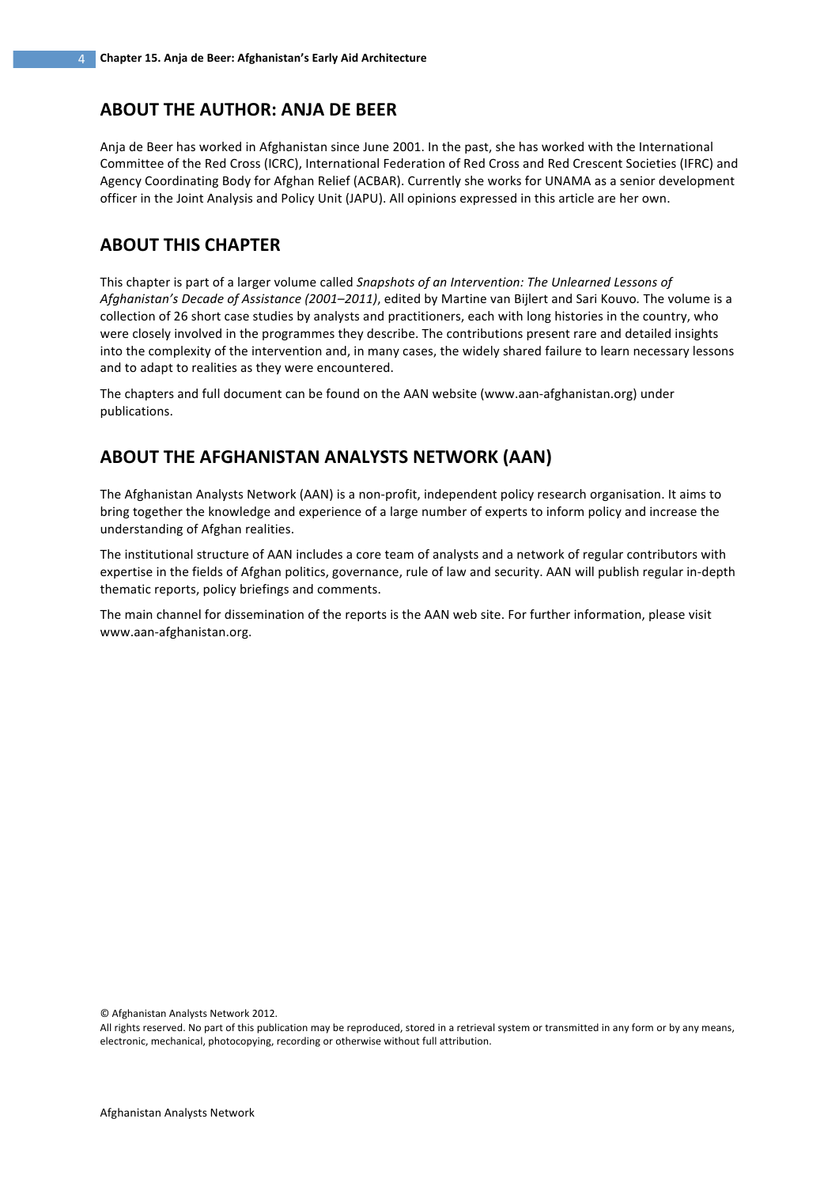## ABOUT THE AUTHOR: ANJA DE BEER

Anja de Beer has worked in Afghanistan since June 2001. In the past, she has worked with the International Committee of the Red Cross (ICRC), International Federation of Red Cross and Red Crescent Societies (IFRC) and Agency Coordinating Body for Afghan Relief (ACBAR). Currently she works for UNAMA as a senior development officer in the Joint Analysis and Policy Unit (JAPU). All opinions expressed in this article are her own.

## ABOUT THIS CHAPTER

This chapter is part of a larger volume called *Snapshots of an Intervention: The Unlearned Lessons of Afghanistan's Decade of Assistance (2001–2011)*, edited by Martine van Bijlert and Sari Kouvo. The volume is a collection of 26 short case studies by analysts and practitioners, each with long histories in the country, who were closely involved in the programmes they describe. The contributions present rare and detailed insights into the complexity of the intervention and, in many cases, the widely shared failure to learn necessary lessons and to adapt to realities as they were encountered.

The chapters and full document can be found on the AAN website (www.aan-afghanistan.org) under publications.

## ABOUT THE AFGHANISTAN ANALYSTS NETWORK (AAN)

The Afghanistan Analysts Network (AAN) is a non-profit, independent policy research organisation. It aims to bring together the knowledge and experience of a large number of experts to inform policy and increase the understanding of Afghan realities.

The institutional structure of AAN includes a core team of analysts and a network of regular contributors with expertise in the fields of Afghan politics, governance, rule of law and security. AAN will publish regular in-depth thematic reports, policy briefings and comments.

The main channel for dissemination of the reports is the AAN web site. For further information, please visit www.aan-afghanistan.org.

© Afghanistan Analysts Network 2012.
All rights reserved. No part of this publication may be reproduced, stored in a retrieval system or transmitted in any form or by any means, electronic, mechanical, photocopying, recording or otherwise without full attribution.